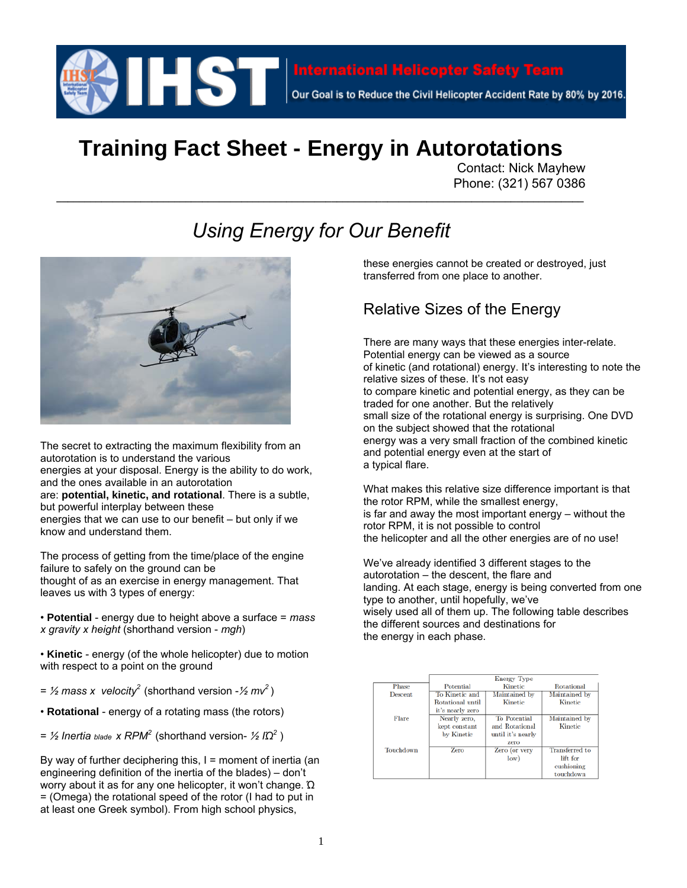# Training Fact Sheet - Energy in Autorotations

Contact: Nick Mayhew
Phone: (321) 567 0386

## *Using Energy for Our Benefit*

The secret to extracting the maximum flexibility from an autorotation is to understand the various energies at your disposal. Energy is the ability to do work, and the ones available in an autorotation are: **potential, kinetic, and rotational**. There is a subtle, but powerful interplay between these energies that we can use to our benefit – but only if we know and understand them.

The process of getting from the time/place of the engine failure to safely on the ground can be thought of as an exercise in energy management. That leaves us with 3 types of energy:

• **Potential** - energy due to height above a surface = *mass x gravity x height* (shorthand version - *mgh*)

• **Kinetic** - energy (of the whole helicopter) due to motion with respect to a point on the ground

= ½ *mass x velocity*$^2$ (shorthand version -½ $mv^2$ )

• **Rotational** - energy of a rotating mass (the rotors)

= ½ *Inertia* $_{blade}$ *x RPM*$^2$ (shorthand version- ½ $I\Omega^2$ )

By way of further deciphering this, I = moment of inertia (an engineering definition of the inertia of the blades) – don't worry about it as for any one helicopter, it won't change. Ω = (Omega) the rotational speed of the rotor (I had to put in at least one Greek symbol). From high school physics, these energies cannot be created or destroyed, just transferred from one place to another.

## Relative Sizes of the Energy

There are many ways that these energies inter-relate. Potential energy can be viewed as a source of kinetic (and rotational) energy. It's interesting to note the relative sizes of these. It's not easy to compare kinetic and potential energy, as they can be traded for one another. But the relatively small size of the rotational energy is surprising. One DVD on the subject showed that the rotational energy was a very small fraction of the combined kinetic and potential energy even at the start of a typical flare.

What makes this relative size difference important is that the rotor RPM, while the smallest energy, is far and away the most important energy – without the rotor RPM, it is not possible to control the helicopter and all the other energies are of no use!

We've already identified 3 different stages to the autorotation – the descent, the flare and landing. At each stage, energy is being converted from one type to another, until hopefully, we've wisely used all of them up. The following table describes the different sources and destinations for the energy in each phase.

| Phase | Energy Type | | |
|---|---|---|---|
| | Potential | Kinetic | Rotational |
| Descent | To Kinetic and Rotational until it's nearly zero | Maintained by Kinetic | Maintained by Kinetic |
| Flare | Nearly zero, kept constant by Kinetic | To Potential and Rotational until it's nearly zero | Maintained by Kinetic |
| Touchdown | Zero | Zero (or very low) | Transferred to lift for cushioning touchdown |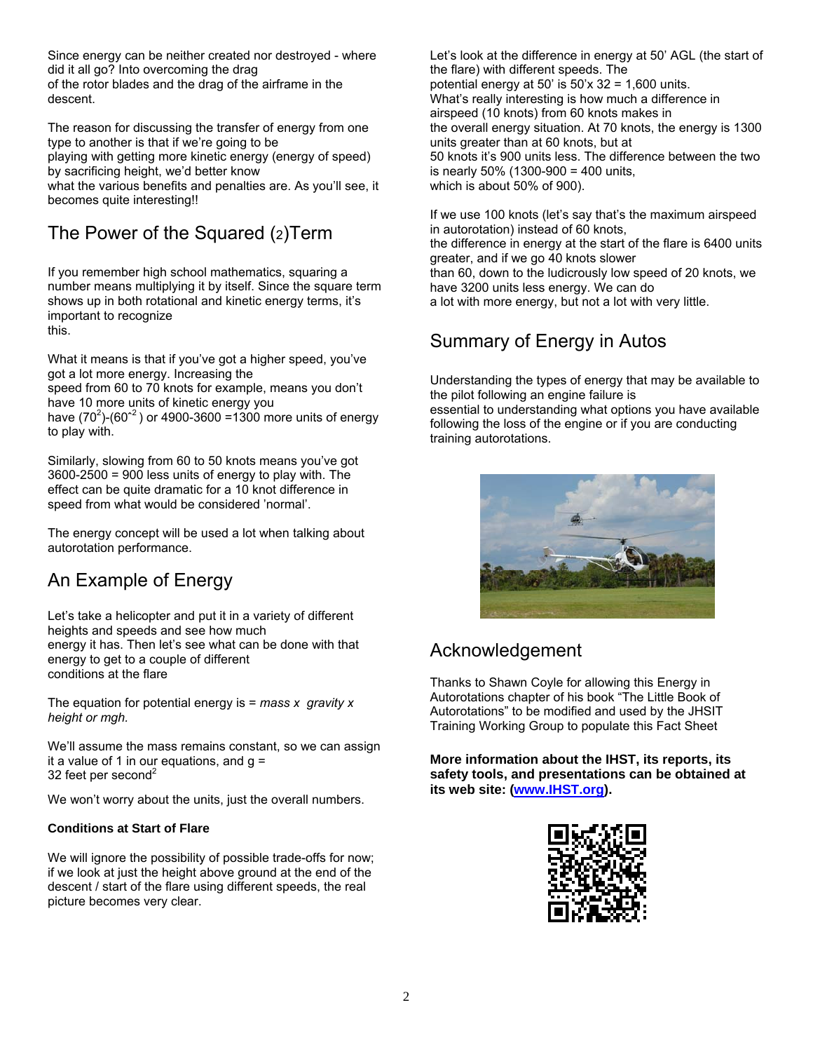Since energy can be neither created nor destroyed - where did it all go? Into overcoming the drag of the rotor blades and the drag of the airframe in the descent.

The reason for discussing the transfer of energy from one type to another is that if we're going to be playing with getting more kinetic energy (energy of speed) by sacrificing height, we'd better know what the various benefits and penalties are. As you'll see, it becomes quite interesting!!

## The Power of the Squared (2)Term

If you remember high school mathematics, squaring a number means multiplying it by itself. Since the square term shows up in both rotational and kinetic energy terms, it's important to recognize this.

What it means is that if you've got a higher speed, you've got a lot more energy. Increasing the speed from 60 to 70 knots for example, means you don't have 10 more units of kinetic energy you have $(70^2)$-$(60^{-2})$ or 4900-3600 =1300 more units of energy to play with.

Similarly, slowing from 60 to 50 knots means you've got 3600-2500 = 900 less units of energy to play with. The effect can be quite dramatic for a 10 knot difference in speed from what would be considered 'normal'.

The energy concept will be used a lot when talking about autorotation performance.

## An Example of Energy

Let's take a helicopter and put it in a variety of different heights and speeds and see how much energy it has. Then let's see what can be done with that energy to get to a couple of different conditions at the flare

The equation for potential energy is = *mass x gravity x height or mgh.*

We'll assume the mass remains constant, so we can assign it a value of 1 in our equations, and g = 32 feet per second$^2$

We won't worry about the units, just the overall numbers.

**Conditions at Start of Flare**

We will ignore the possibility of possible trade-offs for now; if we look at just the height above ground at the end of the descent / start of the flare using different speeds, the real picture becomes very clear.

Let's look at the difference in energy at 50' AGL (the start of the flare) with different speeds. The potential energy at 50' is 50'x 32 = 1,600 units.
What's really interesting is how much a difference in airspeed (10 knots) from 60 knots makes in the overall energy situation. At 70 knots, the energy is 1300 units greater than at 60 knots, but at 50 knots it's 900 units less. The difference between the two is nearly 50% (1300-900 = 400 units, which is about 50% of 900).

If we use 100 knots (let's say that's the maximum airspeed in autorotation) instead of 60 knots, the difference in energy at the start of the flare is 6400 units greater, and if we go 40 knots slower than 60, down to the ludicrously low speed of 20 knots, we have 3200 units less energy. We can do a lot with more energy, but not a lot with very little.

## Summary of Energy in Autos

Understanding the types of energy that may be available to the pilot following an engine failure is essential to understanding what options you have available following the loss of the engine or if you are conducting training autorotations.

## Acknowledgement

Thanks to Shawn Coyle for allowing this Energy in Autorotations chapter of his book "The Little Book of Autorotations" to be modified and used by the JHSIT Training Working Group to populate this Fact Sheet

**More information about the IHST, its reports, its safety tools, and presentations can be obtained at its web site: (www.IHST.org).**